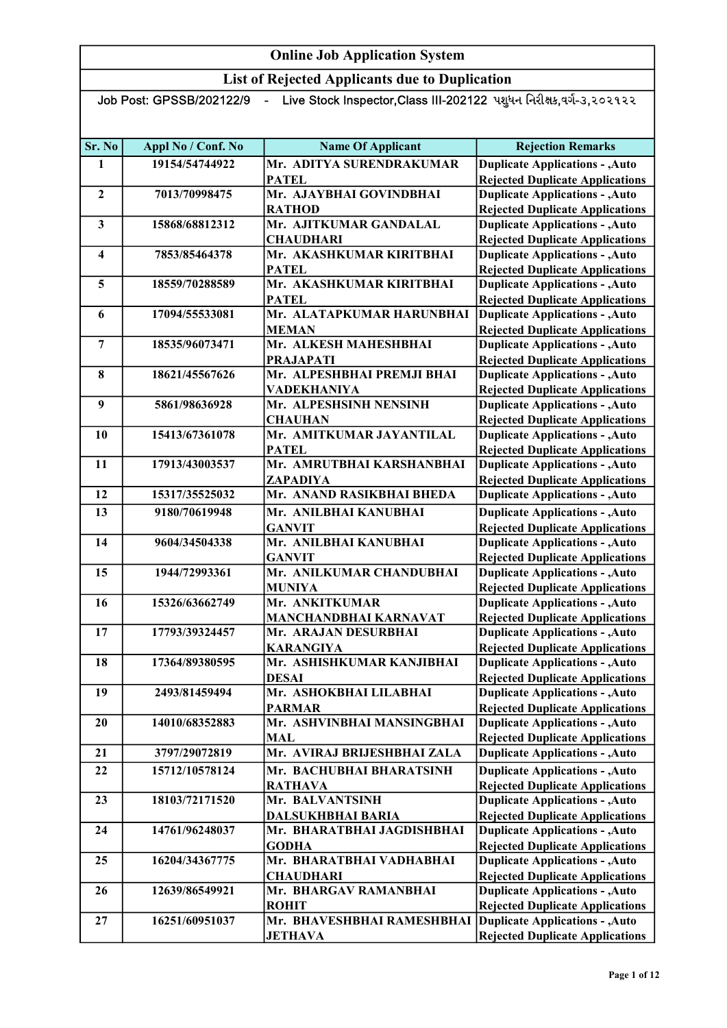# Online Job Application System

## List of Rejected Applicants due to Duplication

Job Post: GPSSB/202122/9 - Live Stock Inspector,Class III-202122 પશુધન નિરીક્ષક,વર્ગ-૩,૨૦૨૧૨૨

| Sr. No | Appl No / Conf. No | Name Of Applicant | Rejection Remarks |
|---|---|---|---|
| 1 | 19154/54744922 | Mr. ADITYA SURENDRAKUMAR PATEL | Duplicate Applications - ,Auto Rejected Duplicate Applications |
| 2 | 7013/70998475 | Mr. AJAYBHAI GOVINDBHAI RATHOD | Duplicate Applications - ,Auto Rejected Duplicate Applications |
| 3 | 15868/68812312 | Mr. AJITKUMAR GANDALAL CHAUDHARI | Duplicate Applications - ,Auto Rejected Duplicate Applications |
| 4 | 7853/85464378 | Mr. AKASHKUMAR KIRITBHAI PATEL | Duplicate Applications - ,Auto Rejected Duplicate Applications |
| 5 | 18559/70288589 | Mr. AKASHKUMAR KIRITBHAI PATEL | Duplicate Applications - ,Auto Rejected Duplicate Applications |
| 6 | 17094/55533081 | Mr. ALATAPKUMAR HARUNBHAI MEMAN | Duplicate Applications - ,Auto Rejected Duplicate Applications |
| 7 | 18535/96073471 | Mr. ALKESH MAHESHBHAI PRAJAPATI | Duplicate Applications - ,Auto Rejected Duplicate Applications |
| 8 | 18621/45567626 | Mr. ALPESHBHAI PREMJI BHAI VADEKHANIYA | Duplicate Applications - ,Auto Rejected Duplicate Applications |
| 9 | 5861/98636928 | Mr. ALPESHSINH NENSINH CHAUHAN | Duplicate Applications - ,Auto Rejected Duplicate Applications |
| 10 | 15413/67361078 | Mr. AMITKUMAR JAYANTILAL PATEL | Duplicate Applications - ,Auto Rejected Duplicate Applications |
| 11 | 17913/43003537 | Mr. AMRUTBHAI KARSHANBHAI ZAPADIYA | Duplicate Applications - ,Auto Rejected Duplicate Applications |
| 12 | 15317/35525032 | Mr. ANAND RASIKBHAI BHEDA | Duplicate Applications - ,Auto |
| 13 | 9180/70619948 | Mr. ANILBHAI KANUBHAI GANVIT | Duplicate Applications - ,Auto Rejected Duplicate Applications |
| 14 | 9604/34504338 | Mr. ANILBHAI KANUBHAI GANVIT | Duplicate Applications - ,Auto Rejected Duplicate Applications |
| 15 | 1944/72993361 | Mr. ANILKUMAR CHANDUBHAI MUNIYA | Duplicate Applications - ,Auto Rejected Duplicate Applications |
| 16 | 15326/63662749 | Mr. ANKITKUMAR MANCHANDBHAI KARNAVAT | Duplicate Applications - ,Auto Rejected Duplicate Applications |
| 17 | 17793/39324457 | Mr. ARAJAN DESURBHAI KARANGIYA | Duplicate Applications - ,Auto Rejected Duplicate Applications |
| 18 | 17364/89380595 | Mr. ASHISHKUMAR KANJIBHAI DESAI | Duplicate Applications - ,Auto Rejected Duplicate Applications |
| 19 | 2493/81459494 | Mr. ASHOKBHAI LILABHAI PARMAR | Duplicate Applications - ,Auto Rejected Duplicate Applications |
| 20 | 14010/68352883 | Mr. ASHVINBHAI MANSINGBHAI MAL | Duplicate Applications - ,Auto Rejected Duplicate Applications |
| 21 | 3797/29072819 | Mr. AVIRAJ BRIJESHBHAI ZALA | Duplicate Applications - ,Auto |
| 22 | 15712/10578124 | Mr. BACHUBHAI BHARATSINH RATHAVA | Duplicate Applications - ,Auto Rejected Duplicate Applications |
| 23 | 18103/72171520 | Mr. BALVANTSINH DALSUKHBHAI BARIA | Duplicate Applications - ,Auto Rejected Duplicate Applications |
| 24 | 14761/96248037 | Mr. BHARATBHAI JAGDISHBHAI GODHA | Duplicate Applications - ,Auto Rejected Duplicate Applications |
| 25 | 16204/34367775 | Mr. BHARATBHAI VADHABHAI CHAUDHARI | Duplicate Applications - ,Auto Rejected Duplicate Applications |
| 26 | 12639/86549921 | Mr. BHARGAV RAMANBHAI ROHIT | Duplicate Applications - ,Auto Rejected Duplicate Applications |
| 27 | 16251/60951037 | Mr. BHAVESHBHAI RAMESHBHAI JETHAVA | Duplicate Applications - ,Auto Rejected Duplicate Applications |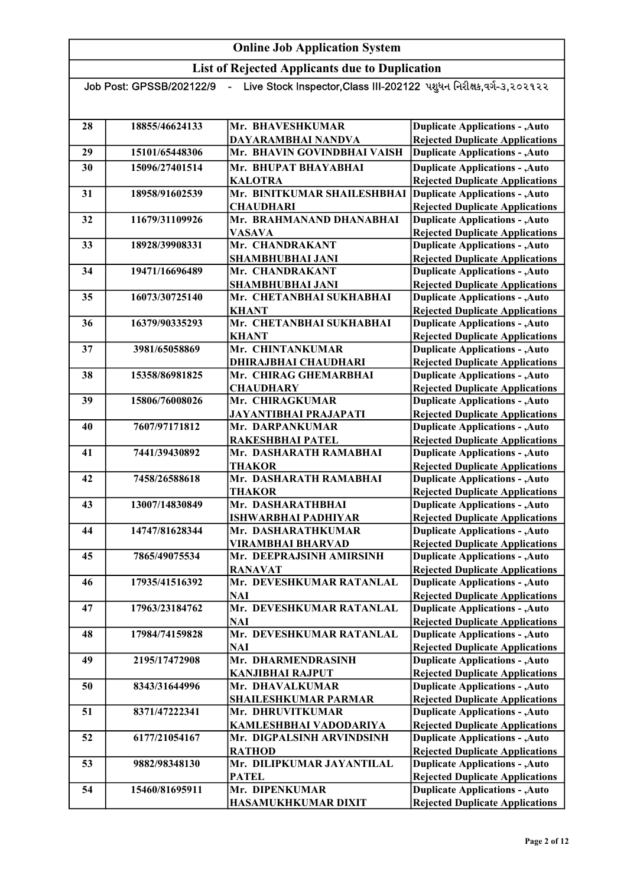# Online Job Application System

## List of Rejected Applicants due to Duplication

Job Post: GPSSB/202122/9 - Live Stock Inspector,Class III-202122 પશુધન નિરીક્ષક,વર્ગ-૩,૨૦૨૧૨૨

| | | | |
|---|---|---|---|
| 28 | 18855/46624133 | Mr. BHAVESHKUMAR DAYARAMBHAI NANDVA | Duplicate Applications - ,Auto Rejected Duplicate Applications |
| 29 | 15101/65448306 | Mr. BHAVIN GOVINDBHAI VAISH | Duplicate Applications - ,Auto |
| 30 | 15096/27401514 | Mr. BHUPAT BHAYABHAI KALOTRA | Duplicate Applications - ,Auto Rejected Duplicate Applications |
| 31 | 18958/91602539 | Mr. BINITKUMAR SHAILESHBHAI CHAUDHARI | Duplicate Applications - ,Auto Rejected Duplicate Applications |
| 32 | 11679/31109926 | Mr. BRAHMANAND DHANABHAI VASAVA | Duplicate Applications - ,Auto Rejected Duplicate Applications |
| 33 | 18928/39908331 | Mr. CHANDRAKANT SHAMBHUBHAI JANI | Duplicate Applications - ,Auto Rejected Duplicate Applications |
| 34 | 19471/16696489 | Mr. CHANDRAKANT SHAMBHUBHAI JANI | Duplicate Applications - ,Auto Rejected Duplicate Applications |
| 35 | 16073/30725140 | Mr. CHETANBHAI SUKHABHAI KHANT | Duplicate Applications - ,Auto Rejected Duplicate Applications |
| 36 | 16379/90335293 | Mr. CHETANBHAI SUKHABHAI KHANT | Duplicate Applications - ,Auto Rejected Duplicate Applications |
| 37 | 3981/65058869 | Mr. CHINTANKUMAR DHIRAJBHAI CHAUDHARI | Duplicate Applications - ,Auto Rejected Duplicate Applications |
| 38 | 15358/86981825 | Mr. CHIRAG GHEMARBHAI CHAUDHARY | Duplicate Applications - ,Auto Rejected Duplicate Applications |
| 39 | 15806/76008026 | Mr. CHIRAGKUMAR JAYANTIBHAI PRAJAPATI | Duplicate Applications - ,Auto Rejected Duplicate Applications |
| 40 | 7607/97171812 | Mr. DARPANKUMAR RAKESHBHAI PATEL | Duplicate Applications - ,Auto Rejected Duplicate Applications |
| 41 | 7441/39430892 | Mr. DASHARATH RAMABHAI THAKOR | Duplicate Applications - ,Auto Rejected Duplicate Applications |
| 42 | 7458/26588618 | Mr. DASHARATH RAMABHAI THAKOR | Duplicate Applications - ,Auto Rejected Duplicate Applications |
| 43 | 13007/14830849 | Mr. DASHARATHBHAI ISHWARBHAI PADHIYAR | Duplicate Applications - ,Auto Rejected Duplicate Applications |
| 44 | 14747/81628344 | Mr. DASHARATHKUMAR VIRAMBHAI BHARVAD | Duplicate Applications - ,Auto Rejected Duplicate Applications |
| 45 | 7865/49075534 | Mr. DEEPRAJSINH AMIRSINH RANAVAT | Duplicate Applications - ,Auto Rejected Duplicate Applications |
| 46 | 17935/41516392 | Mr. DEVESHKUMAR RATANLAL NAI | Duplicate Applications - ,Auto Rejected Duplicate Applications |
| 47 | 17963/23184762 | Mr. DEVESHKUMAR RATANLAL NAI | Duplicate Applications - ,Auto Rejected Duplicate Applications |
| 48 | 17984/74159828 | Mr. DEVESHKUMAR RATANLAL NAI | Duplicate Applications - ,Auto Rejected Duplicate Applications |
| 49 | 2195/17472908 | Mr. DHARMENDRASINH KANJIBHAI RAJPUT | Duplicate Applications - ,Auto Rejected Duplicate Applications |
| 50 | 8343/31644996 | Mr. DHAVALKUMAR SHAILESHKUMAR PARMAR | Duplicate Applications - ,Auto Rejected Duplicate Applications |
| 51 | 8371/47222341 | Mr. DHRUVITKUMAR KAMLESHBHAI VADODARIYA | Duplicate Applications - ,Auto Rejected Duplicate Applications |
| 52 | 6177/21054167 | Mr. DIGPALSINH ARVINDSINH RATHOD | Duplicate Applications - ,Auto Rejected Duplicate Applications |
| 53 | 9882/98348130 | Mr. DILIPKUMAR JAYANTILAL PATEL | Duplicate Applications - ,Auto Rejected Duplicate Applications |
| 54 | 15460/81695911 | Mr. DIPENKUMAR HASAMUKHKUMAR DIXIT | Duplicate Applications - ,Auto Rejected Duplicate Applications |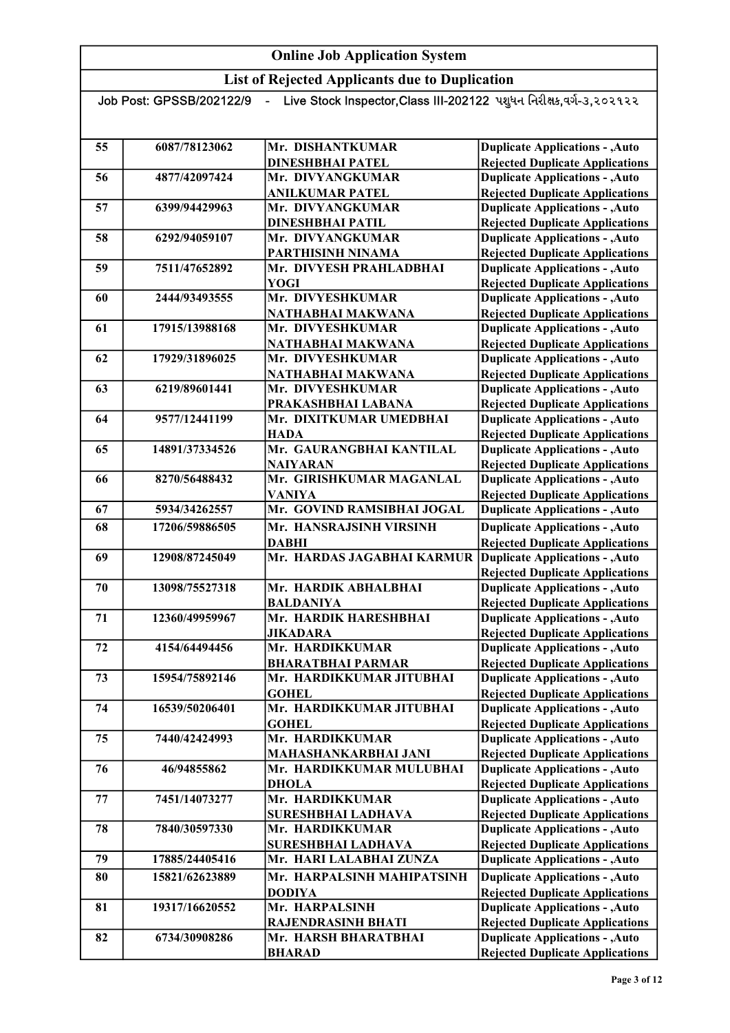| Online Job Application System | | | |
|---|---|---|---|
| List of Rejected Applicants due to Duplication | | | |
| Job Post: GPSSB/202122/9 - Live Stock Inspector,Class III-202122 પશુધન નિરીક્ષક,વર્ગ-૩,૨૦૨૧૨૨ | | | |
| 55 | 6087/78123062 | Mr. DISHANTKUMAR DINESHBHAI PATEL | Duplicate Applications - ,Auto Rejected Duplicate Applications |
| 56 | 4877/42097424 | Mr. DIVYANGKUMAR ANILKUMAR PATEL | Duplicate Applications - ,Auto Rejected Duplicate Applications |
| 57 | 6399/94429963 | Mr. DIVYANGKUMAR DINESHBHAI PATIL | Duplicate Applications - ,Auto Rejected Duplicate Applications |
| 58 | 6292/94059107 | Mr. DIVYANGKUMAR PARTHISINH NINAMA | Duplicate Applications - ,Auto Rejected Duplicate Applications |
| 59 | 7511/47652892 | Mr. DIVYESH PRAHLADBHAI YOGI | Duplicate Applications - ,Auto Rejected Duplicate Applications |
| 60 | 2444/93493555 | Mr. DIVYESHKUMAR NATHABHAI MAKWANA | Duplicate Applications - ,Auto Rejected Duplicate Applications |
| 61 | 17915/13988168 | Mr. DIVYESHKUMAR NATHABHAI MAKWANA | Duplicate Applications - ,Auto Rejected Duplicate Applications |
| 62 | 17929/31896025 | Mr. DIVYESHKUMAR NATHABHAI MAKWANA | Duplicate Applications - ,Auto Rejected Duplicate Applications |
| 63 | 6219/89601441 | Mr. DIVYESHKUMAR PRAKASHBHAI LABANA | Duplicate Applications - ,Auto Rejected Duplicate Applications |
| 64 | 9577/12441199 | Mr. DIXITKUMAR UMEDBHAI HADA | Duplicate Applications - ,Auto Rejected Duplicate Applications |
| 65 | 14891/37334526 | Mr. GAURANGBHAI KANTILAL NAIYARAN | Duplicate Applications - ,Auto Rejected Duplicate Applications |
| 66 | 8270/56488432 | Mr. GIRISHKUMAR MAGANLAL VANIYA | Duplicate Applications - ,Auto Rejected Duplicate Applications |
| 67 | 5934/34262557 | Mr. GOVIND RAMSIBHAI JOGAL | Duplicate Applications - ,Auto |
| 68 | 17206/59886505 | Mr. HANSRAJSINH VIRSINH DABHI | Duplicate Applications - ,Auto Rejected Duplicate Applications |
| 69 | 12908/87245049 | Mr. HARDAS JAGABHAI KARMUR | Duplicate Applications - ,Auto Rejected Duplicate Applications |
| 70 | 13098/75527318 | Mr. HARDIK ABHALBHAI BALDANIYA | Duplicate Applications - ,Auto Rejected Duplicate Applications |
| 71 | 12360/49959967 | Mr. HARDIK HARESHBHAI JIKADARA | Duplicate Applications - ,Auto Rejected Duplicate Applications |
| 72 | 4154/64494456 | Mr. HARDIKKUMAR BHARATBHAI PARMAR | Duplicate Applications - ,Auto Rejected Duplicate Applications |
| 73 | 15954/75892146 | Mr. HARDIKKUMAR JITUBHAI GOHEL | Duplicate Applications - ,Auto Rejected Duplicate Applications |
| 74 | 16539/50206401 | Mr. HARDIKKUMAR JITUBHAI GOHEL | Duplicate Applications - ,Auto Rejected Duplicate Applications |
| 75 | 7440/42424993 | Mr. HARDIKKUMAR MAHASHANKARBHAI JANI | Duplicate Applications - ,Auto Rejected Duplicate Applications |
| 76 | 46/94855862 | Mr. HARDIKKUMAR MULUBHAI DHOLA | Duplicate Applications - ,Auto Rejected Duplicate Applications |
| 77 | 7451/14073277 | Mr. HARDIKKUMAR SURESHBHAI LADHAVA | Duplicate Applications - ,Auto Rejected Duplicate Applications |
| 78 | 7840/30597330 | Mr. HARDIKKUMAR SURESHBHAI LADHAVA | Duplicate Applications - ,Auto Rejected Duplicate Applications |
| 79 | 17885/24405416 | Mr. HARI LALABHAI ZUNZA | Duplicate Applications - ,Auto |
| 80 | 15821/62623889 | Mr. HARPALSINH MAHIPATSINH DODIYA | Duplicate Applications - ,Auto Rejected Duplicate Applications |
| 81 | 19317/16620552 | Mr. HARPALSINH RAJENDRASINH BHATI | Duplicate Applications - ,Auto Rejected Duplicate Applications |
| 82 | 6734/30908286 | Mr. HARSH BHARATBHAI BHARAD | Duplicate Applications - ,Auto Rejected Duplicate Applications |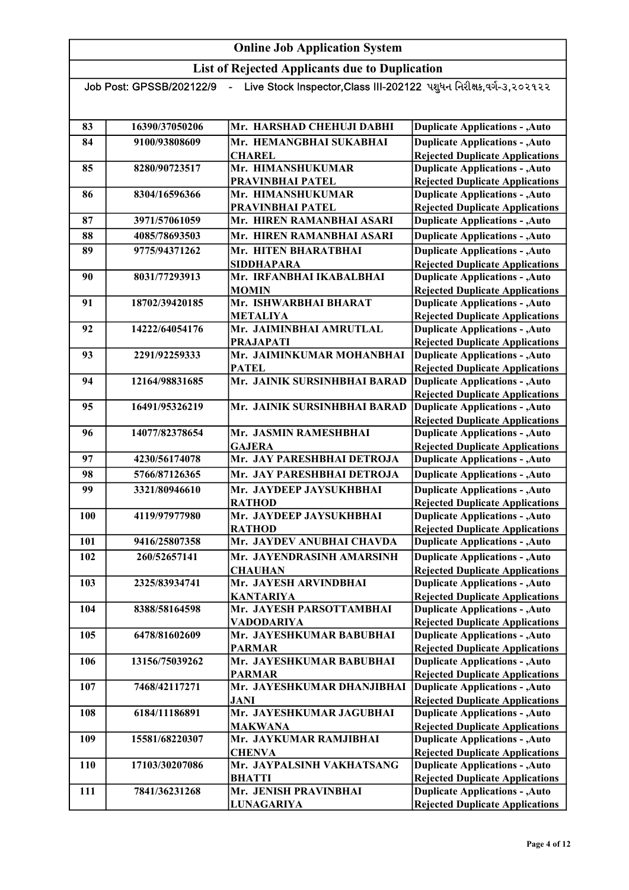| Online Job Application System | | | |
|---|---|---|---|
| List of Rejected Applicants due to Duplication | | | |
| Job Post: GPSSB/202122/9 - Live Stock Inspector,Class III-202122 પશુધન નિરીક્ષક,વર્ગ-૩,૨૦૨૧૨૨ | | | |
| 83 | 16390/37050206 | Mr. HARSHAD CHEHUJI DABHI | Duplicate Applications - ,Auto |
| 84 | 9100/93808609 | Mr. HEMANGBHAI SUKABHAI CHAREL | Duplicate Applications - ,Auto Rejected Duplicate Applications |
| 85 | 8280/90723517 | Mr. HIMANSHUKUMAR PRAVINBHAI PATEL | Duplicate Applications - ,Auto Rejected Duplicate Applications |
| 86 | 8304/16596366 | Mr. HIMANSHUKUMAR PRAVINBHAI PATEL | Duplicate Applications - ,Auto Rejected Duplicate Applications |
| 87 | 3971/57061059 | Mr. HIREN RAMANBHAI ASARI | Duplicate Applications - ,Auto |
| 88 | 4085/78693503 | Mr. HIREN RAMANBHAI ASARI | Duplicate Applications - ,Auto |
| 89 | 9775/94371262 | Mr. HITEN BHARATBHAI SIDDHAPARA | Duplicate Applications - ,Auto Rejected Duplicate Applications |
| 90 | 8031/77293913 | Mr. IRFANBHAI IKABALBHAI MOMIN | Duplicate Applications - ,Auto Rejected Duplicate Applications |
| 91 | 18702/39420185 | Mr. ISHWARBHAI BHARAT METALIYA | Duplicate Applications - ,Auto Rejected Duplicate Applications |
| 92 | 14222/64054176 | Mr. JAIMINBHAI AMRUTLAL PRAJAPATI | Duplicate Applications - ,Auto Rejected Duplicate Applications |
| 93 | 2291/92259333 | Mr. JAIMINKUMAR MOHANBHAI PATEL | Duplicate Applications - ,Auto Rejected Duplicate Applications |
| 94 | 12164/98831685 | Mr. JAINIK SURSINHBHAI BARAD | Duplicate Applications - ,Auto Rejected Duplicate Applications |
| 95 | 16491/95326219 | Mr. JAINIK SURSINHBHAI BARAD | Duplicate Applications - ,Auto Rejected Duplicate Applications |
| 96 | 14077/82378654 | Mr. JASMIN RAMESHBHAI GAJERA | Duplicate Applications - ,Auto Rejected Duplicate Applications |
| 97 | 4230/56174078 | Mr. JAY PARESHBHAI DETROJA | Duplicate Applications - ,Auto |
| 98 | 5766/87126365 | Mr. JAY PARESHBHAI DETROJA | Duplicate Applications - ,Auto |
| 99 | 3321/80946610 | Mr. JAYDEEP JAYSUKHBHAI RATHOD | Duplicate Applications - ,Auto Rejected Duplicate Applications |
| 100 | 4119/97977980 | Mr. JAYDEEP JAYSUKHBHAI RATHOD | Duplicate Applications - ,Auto Rejected Duplicate Applications |
| 101 | 9416/25807358 | Mr. JAYDEV ANUBHAI CHAVDA | Duplicate Applications - ,Auto |
| 102 | 260/52657141 | Mr. JAYENDRASINH AMARSINH CHAUHAN | Duplicate Applications - ,Auto Rejected Duplicate Applications |
| 103 | 2325/83934741 | Mr. JAYESH ARVINDBHAI KANTARIYA | Duplicate Applications - ,Auto Rejected Duplicate Applications |
| 104 | 8388/58164598 | Mr. JAYESH PARSOTTAMBHAI VADODARIYA | Duplicate Applications - ,Auto Rejected Duplicate Applications |
| 105 | 6478/81602609 | Mr. JAYESHKUMAR BABUBHAI PARMAR | Duplicate Applications - ,Auto Rejected Duplicate Applications |
| 106 | 13156/75039262 | Mr. JAYESHKUMAR BABUBHAI PARMAR | Duplicate Applications - ,Auto Rejected Duplicate Applications |
| 107 | 7468/42117271 | Mr. JAYESHKUMAR DHANJIBHAI JANI | Duplicate Applications - ,Auto Rejected Duplicate Applications |
| 108 | 6184/11186891 | Mr. JAYESHKUMAR JAGUBHAI MAKWANA | Duplicate Applications - ,Auto Rejected Duplicate Applications |
| 109 | 15581/68220307 | Mr. JAYKUMAR RAMJIBHAI CHENVA | Duplicate Applications - ,Auto Rejected Duplicate Applications |
| 110 | 17103/30207086 | Mr. JAYPALSINH VAKHATSANG BHATTI | Duplicate Applications - ,Auto Rejected Duplicate Applications |
| 111 | 7841/36231268 | Mr. JENISH PRAVINBHAI LUNAGARIYA | Duplicate Applications - ,Auto Rejected Duplicate Applications |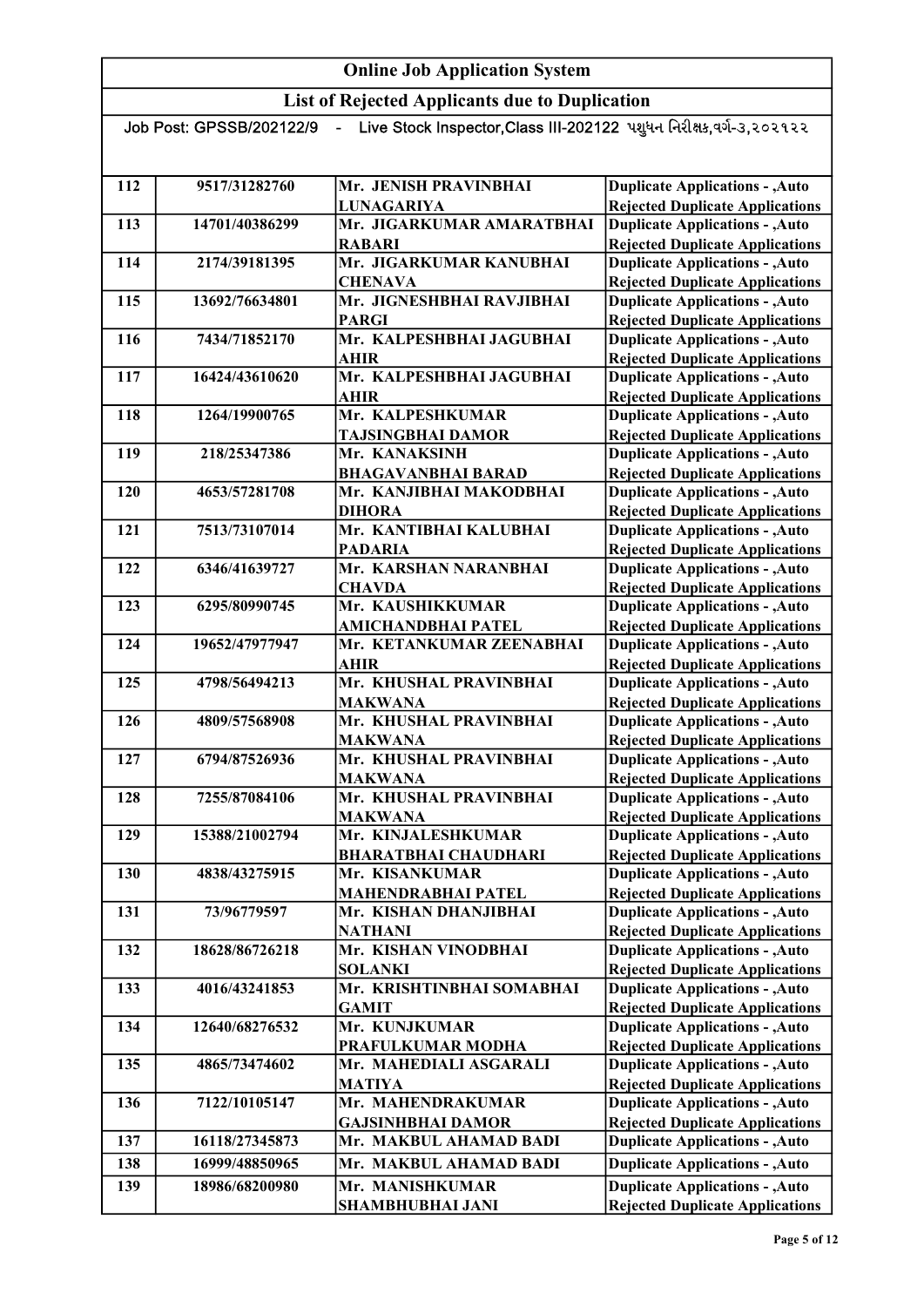| Online Job Application System | | | |
|---|---|---|---|
| List of Rejected Applicants due to Duplication | | | |
| Job Post: GPSSB/202122/9 - Live Stock Inspector,Class III-202122 પશુધન નિરીક્ષક,વર્ગ-૩,૨૦૨૧૨૨ | | | |
| 112 | 9517/31282760 | Mr. JENISH PRAVINBHAI LUNAGARIYA | Duplicate Applications - ,Auto Rejected Duplicate Applications |
| 113 | 14701/40386299 | Mr. JIGARKUMAR AMARATBHAI RABARI | Duplicate Applications - ,Auto Rejected Duplicate Applications |
| 114 | 2174/39181395 | Mr. JIGARKUMAR KANUBHAI CHENAVA | Duplicate Applications - ,Auto Rejected Duplicate Applications |
| 115 | 13692/76634801 | Mr. JIGNESHBHAI RAVJIBHAI PARGI | Duplicate Applications - ,Auto Rejected Duplicate Applications |
| 116 | 7434/71852170 | Mr. KALPESHBHAI JAGUBHAI AHIR | Duplicate Applications - ,Auto Rejected Duplicate Applications |
| 117 | 16424/43610620 | Mr. KALPESHBHAI JAGUBHAI AHIR | Duplicate Applications - ,Auto Rejected Duplicate Applications |
| 118 | 1264/19900765 | Mr. KALPESHKUMAR TAJSINGBHAI DAMOR | Duplicate Applications - ,Auto Rejected Duplicate Applications |
| 119 | 218/25347386 | Mr. KANAKSINH BHAGAVANBHAI BARAD | Duplicate Applications - ,Auto Rejected Duplicate Applications |
| 120 | 4653/57281708 | Mr. KANJIBHAI MAKODBHAI DIHORA | Duplicate Applications - ,Auto Rejected Duplicate Applications |
| 121 | 7513/73107014 | Mr. KANTIBHAI KALUBHAI PADARIA | Duplicate Applications - ,Auto Rejected Duplicate Applications |
| 122 | 6346/41639727 | Mr. KARSHAN NARANBHAI CHAVDA | Duplicate Applications - ,Auto Rejected Duplicate Applications |
| 123 | 6295/80990745 | Mr. KAUSHIKKUMAR AMICHANDBHAI PATEL | Duplicate Applications - ,Auto Rejected Duplicate Applications |
| 124 | 19652/47977947 | Mr. KETANKUMAR ZEENABHAI AHIR | Duplicate Applications - ,Auto Rejected Duplicate Applications |
| 125 | 4798/56494213 | Mr. KHUSHAL PRAVINBHAI MAKWANA | Duplicate Applications - ,Auto Rejected Duplicate Applications |
| 126 | 4809/57568908 | Mr. KHUSHAL PRAVINBHAI MAKWANA | Duplicate Applications - ,Auto Rejected Duplicate Applications |
| 127 | 6794/87526936 | Mr. KHUSHAL PRAVINBHAI MAKWANA | Duplicate Applications - ,Auto Rejected Duplicate Applications |
| 128 | 7255/87084106 | Mr. KHUSHAL PRAVINBHAI MAKWANA | Duplicate Applications - ,Auto Rejected Duplicate Applications |
| 129 | 15388/21002794 | Mr. KINJALESHKUMAR BHARATBHAI CHAUDHARI | Duplicate Applications - ,Auto Rejected Duplicate Applications |
| 130 | 4838/43275915 | Mr. KISANKUMAR MAHENDRABHAI PATEL | Duplicate Applications - ,Auto Rejected Duplicate Applications |
| 131 | 73/96779597 | Mr. KISHAN DHANJIBHAI NATHANI | Duplicate Applications - ,Auto Rejected Duplicate Applications |
| 132 | 18628/86726218 | Mr. KISHAN VINODBHAI SOLANKI | Duplicate Applications - ,Auto Rejected Duplicate Applications |
| 133 | 4016/43241853 | Mr. KRISHTINBHAI SOMABHAI GAMIT | Duplicate Applications - ,Auto Rejected Duplicate Applications |
| 134 | 12640/68276532 | Mr. KUNJKUMAR PRAFULKUMAR MODHA | Duplicate Applications - ,Auto Rejected Duplicate Applications |
| 135 | 4865/73474602 | Mr. MAHEDIALI ASGARALI MATIYA | Duplicate Applications - ,Auto Rejected Duplicate Applications |
| 136 | 7122/10105147 | Mr. MAHENDRAKUMAR GAJSINHBHAI DAMOR | Duplicate Applications - ,Auto Rejected Duplicate Applications |
| 137 | 16118/27345873 | Mr. MAKBUL AHAMAD BADI | Duplicate Applications - ,Auto |
| 138 | 16999/48850965 | Mr. MAKBUL AHAMAD BADI | Duplicate Applications - ,Auto |
| 139 | 18986/68200980 | Mr. MANISHKUMAR SHAMBHUBHAI JANI | Duplicate Applications - ,Auto Rejected Duplicate Applications |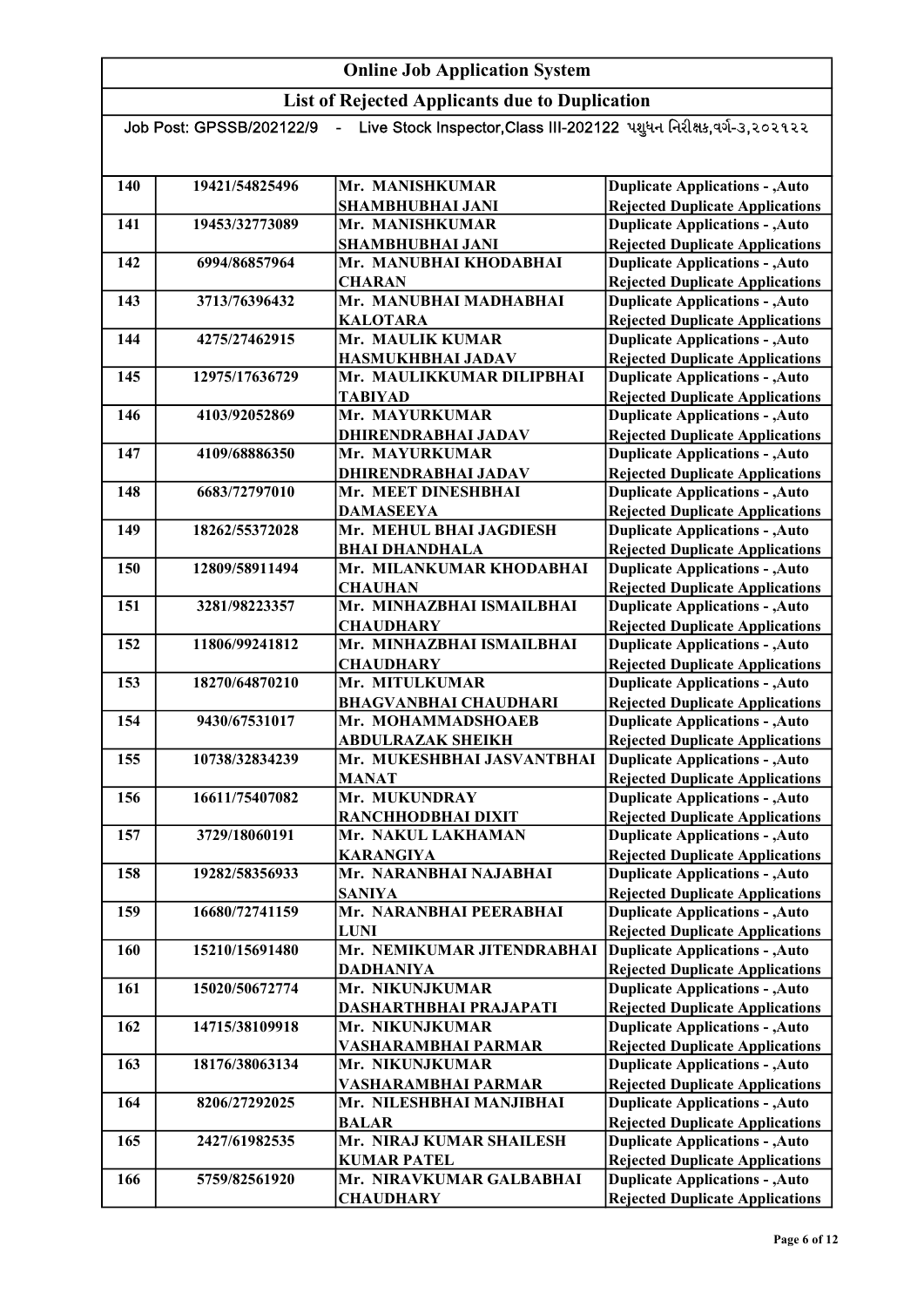# Online Job Application System

## List of Rejected Applicants due to Duplication

Job Post: GPSSB/202122/9 - Live Stock Inspector,Class III-202122 પશુધન નિરીક્ષક,વર્ગ-૩,૨૦૨૧૨૨

| | | | |
|---|---|---|---|
| 140 | 19421/54825496 | Mr. MANISHKUMAR SHAMBHUBHAI JANI | Duplicate Applications - ,Auto Rejected Duplicate Applications |
| 141 | 19453/32773089 | Mr. MANISHKUMAR SHAMBHUBHAI JANI | Duplicate Applications - ,Auto Rejected Duplicate Applications |
| 142 | 6994/86857964 | Mr. MANUBHAI KHODABHAI CHARAN | Duplicate Applications - ,Auto Rejected Duplicate Applications |
| 143 | 3713/76396432 | Mr. MANUBHAI MADHABHAI KALOTARA | Duplicate Applications - ,Auto Rejected Duplicate Applications |
| 144 | 4275/27462915 | Mr. MAULIK KUMAR HASMUKHBHAI JADAV | Duplicate Applications - ,Auto Rejected Duplicate Applications |
| 145 | 12975/17636729 | Mr. MAULIKKUMAR DILIPBHAI TABIYAD | Duplicate Applications - ,Auto Rejected Duplicate Applications |
| 146 | 4103/92052869 | Mr. MAYURKUMAR DHIRENDRABHAI JADAV | Duplicate Applications - ,Auto Rejected Duplicate Applications |
| 147 | 4109/68886350 | Mr. MAYURKUMAR DHIRENDRABHAI JADAV | Duplicate Applications - ,Auto Rejected Duplicate Applications |
| 148 | 6683/72797010 | Mr. MEET DINESHBHAI DAMASEEYA | Duplicate Applications - ,Auto Rejected Duplicate Applications |
| 149 | 18262/55372028 | Mr. MEHUL BHAI JAGDIESH BHAI DHANDHALA | Duplicate Applications - ,Auto Rejected Duplicate Applications |
| 150 | 12809/58911494 | Mr. MILANKUMAR KHODABHAI CHAUHAN | Duplicate Applications - ,Auto Rejected Duplicate Applications |
| 151 | 3281/98223357 | Mr. MINHAZBHAI ISMAILBHAI CHAUDHARY | Duplicate Applications - ,Auto Rejected Duplicate Applications |
| 152 | 11806/99241812 | Mr. MINHAZBHAI ISMAILBHAI CHAUDHARY | Duplicate Applications - ,Auto Rejected Duplicate Applications |
| 153 | 18270/64870210 | Mr. MITULKUMAR BHAGVANBHAI CHAUDHARI | Duplicate Applications - ,Auto Rejected Duplicate Applications |
| 154 | 9430/67531017 | Mr. MOHAMMADSHOAEB ABDULRAZAK SHEIKH | Duplicate Applications - ,Auto Rejected Duplicate Applications |
| 155 | 10738/32834239 | Mr. MUKESHBHAI JASVANTBHAI MANAT | Duplicate Applications - ,Auto Rejected Duplicate Applications |
| 156 | 16611/75407082 | Mr. MUKUNDRAY RANCHHODBHAI DIXIT | Duplicate Applications - ,Auto Rejected Duplicate Applications |
| 157 | 3729/18060191 | Mr. NAKUL LAKHAMAN KARANGIYA | Duplicate Applications - ,Auto Rejected Duplicate Applications |
| 158 | 19282/58356933 | Mr. NARANBHAI NAJABHAI SANIYA | Duplicate Applications - ,Auto Rejected Duplicate Applications |
| 159 | 16680/72741159 | Mr. NARANBHAI PEERABHAI LUNI | Duplicate Applications - ,Auto Rejected Duplicate Applications |
| 160 | 15210/15691480 | Mr. NEMIKUMAR JITENDRABHAI DADHANIYA | Duplicate Applications - ,Auto Rejected Duplicate Applications |
| 161 | 15020/50672774 | Mr. NIKUNJKUMAR DASHARTHBHAI PRAJAPATI | Duplicate Applications - ,Auto Rejected Duplicate Applications |
| 162 | 14715/38109918 | Mr. NIKUNJKUMAR VASHARAMBHAI PARMAR | Duplicate Applications - ,Auto Rejected Duplicate Applications |
| 163 | 18176/38063134 | Mr. NIKUNJKUMAR VASHARAMBHAI PARMAR | Duplicate Applications - ,Auto Rejected Duplicate Applications |
| 164 | 8206/27292025 | Mr. NILESHBHAI MANJIBHAI BALAR | Duplicate Applications - ,Auto Rejected Duplicate Applications |
| 165 | 2427/61982535 | Mr. NIRAJ KUMAR SHAILESH KUMAR PATEL | Duplicate Applications - ,Auto Rejected Duplicate Applications |
| 166 | 5759/82561920 | Mr. NIRAVKUMAR GALBABHAI CHAUDHARY | Duplicate Applications - ,Auto Rejected Duplicate Applications |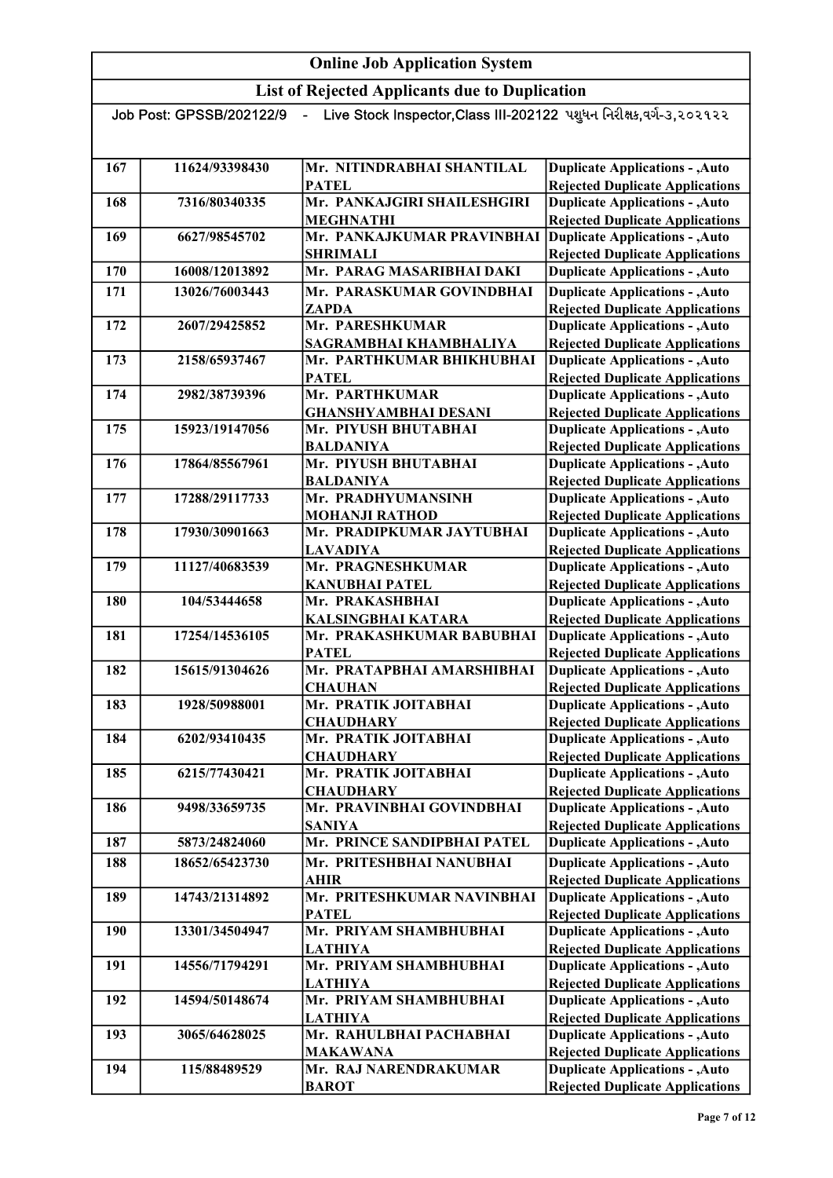# Online Job Application System

## List of Rejected Applicants due to Duplication

Job Post: GPSSB/202122/9 - Live Stock Inspector,Class III-202122 પશુધન નિરીક્ષક,વર્ગ-૩,૨૦૨૧૨૨

| | | | |
|---|---|---|---|
| 167 | 11624/93398430 | Mr. NITINDRABHAI SHANTILAL PATEL | Duplicate Applications - ,Auto Rejected Duplicate Applications |
| 168 | 7316/80340335 | Mr. PANKAJGIRI SHAILESHGIRI MEGHNATHI | Duplicate Applications - ,Auto Rejected Duplicate Applications |
| 169 | 6627/98545702 | Mr. PANKAJKUMAR PRAVINBHAI SHRIMALI | Duplicate Applications - ,Auto Rejected Duplicate Applications |
| 170 | 16008/12013892 | Mr. PARAG MASARIBHAI DAKI | Duplicate Applications - ,Auto |
| 171 | 13026/76003443 | Mr. PARASKUMAR GOVINDBHAI ZAPDA | Duplicate Applications - ,Auto Rejected Duplicate Applications |
| 172 | 2607/29425852 | Mr. PARESHKUMAR SAGRAMBHAI KHAMBHALIYA | Duplicate Applications - ,Auto Rejected Duplicate Applications |
| 173 | 2158/65937467 | Mr. PARTHKUMAR BHIKHUBHAI PATEL | Duplicate Applications - ,Auto Rejected Duplicate Applications |
| 174 | 2982/38739396 | Mr. PARTHKUMAR GHANSHYAMBHAI DESANI | Duplicate Applications - ,Auto Rejected Duplicate Applications |
| 175 | 15923/19147056 | Mr. PIYUSH BHUTABHAI BALDANIYA | Duplicate Applications - ,Auto Rejected Duplicate Applications |
| 176 | 17864/85567961 | Mr. PIYUSH BHUTABHAI BALDANIYA | Duplicate Applications - ,Auto Rejected Duplicate Applications |
| 177 | 17288/29117733 | Mr. PRADHYUMANSINH MOHANJI RATHOD | Duplicate Applications - ,Auto Rejected Duplicate Applications |
| 178 | 17930/30901663 | Mr. PRADIPKUMAR JAYTUBHAI LAVADIYA | Duplicate Applications - ,Auto Rejected Duplicate Applications |
| 179 | 11127/40683539 | Mr. PRAGNESHKUMAR KANUBHAI PATEL | Duplicate Applications - ,Auto Rejected Duplicate Applications |
| 180 | 104/53444658 | Mr. PRAKASHBHAI KALSINGBHAI KATARA | Duplicate Applications - ,Auto Rejected Duplicate Applications |
| 181 | 17254/14536105 | Mr. PRAKASHKUMAR BABUBHAI PATEL | Duplicate Applications - ,Auto Rejected Duplicate Applications |
| 182 | 15615/91304626 | Mr. PRATAPBHAI AMARSHIBHAI CHAUHAN | Duplicate Applications - ,Auto Rejected Duplicate Applications |
| 183 | 1928/50988001 | Mr. PRATIK JOITABHAI CHAUDHARY | Duplicate Applications - ,Auto Rejected Duplicate Applications |
| 184 | 6202/93410435 | Mr. PRATIK JOITABHAI CHAUDHARY | Duplicate Applications - ,Auto Rejected Duplicate Applications |
| 185 | 6215/77430421 | Mr. PRATIK JOITABHAI CHAUDHARY | Duplicate Applications - ,Auto Rejected Duplicate Applications |
| 186 | 9498/33659735 | Mr. PRAVINBHAI GOVINDBHAI SANIYA | Duplicate Applications - ,Auto Rejected Duplicate Applications |
| 187 | 5873/24824060 | Mr. PRINCE SANDIPBHAI PATEL | Duplicate Applications - ,Auto |
| 188 | 18652/65423730 | Mr. PRITESHBHAI NANUBHAI AHIR | Duplicate Applications - ,Auto Rejected Duplicate Applications |
| 189 | 14743/21314892 | Mr. PRITESHKUMAR NAVINBHAI PATEL | Duplicate Applications - ,Auto Rejected Duplicate Applications |
| 190 | 13301/34504947 | Mr. PRIYAM SHAMBHUBHAI LATHIYA | Duplicate Applications - ,Auto Rejected Duplicate Applications |
| 191 | 14556/71794291 | Mr. PRIYAM SHAMBHUBHAI LATHIYA | Duplicate Applications - ,Auto Rejected Duplicate Applications |
| 192 | 14594/50148674 | Mr. PRIYAM SHAMBHUBHAI LATHIYA | Duplicate Applications - ,Auto Rejected Duplicate Applications |
| 193 | 3065/64628025 | Mr. RAHULBHAI PACHABHAI MAKAWANA | Duplicate Applications - ,Auto Rejected Duplicate Applications |
| 194 | 115/88489529 | Mr. RAJ NARENDRAKUMAR BAROT | Duplicate Applications - ,Auto Rejected Duplicate Applications |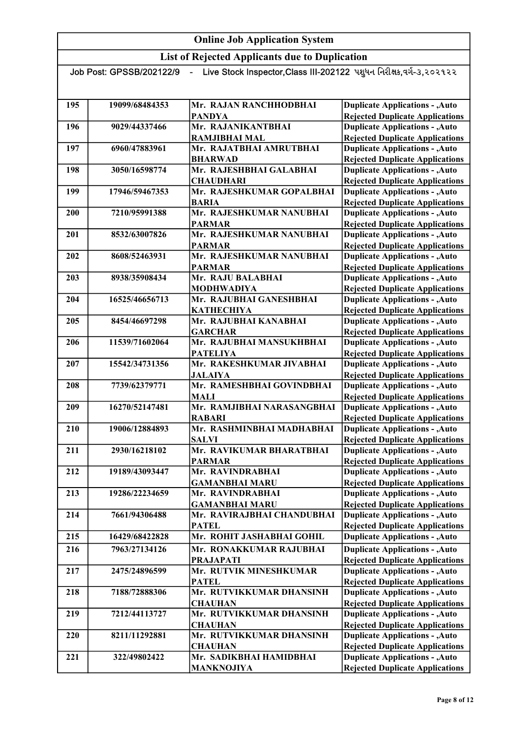# Online Job Application System

## List of Rejected Applicants due to Duplication

Job Post: GPSSB/202122/9 - Live Stock Inspector,Class III-202122 પશુધન નિરીક્ષક,વર્ગ-૩,૨૦૨૧૨૨

| | | | |
|---|---|---|---|
| 195 | 19099/68484353 | Mr. RAJAN RANCHHODBHAI PANDYA | Duplicate Applications - ,Auto Rejected Duplicate Applications |
| 196 | 9029/44337466 | Mr. RAJANIKANTBHAI RAMJIBHAI MAL | Duplicate Applications - ,Auto Rejected Duplicate Applications |
| 197 | 6960/47883961 | Mr. RAJATBHAI AMRUTBHAI BHARWAD | Duplicate Applications - ,Auto Rejected Duplicate Applications |
| 198 | 3050/16598774 | Mr. RAJESHBHAI GALABHAI CHAUDHARI | Duplicate Applications - ,Auto Rejected Duplicate Applications |
| 199 | 17946/59467353 | Mr. RAJESHKUMAR GOPALBHAI BARIA | Duplicate Applications - ,Auto Rejected Duplicate Applications |
| 200 | 7210/95991388 | Mr. RAJESHKUMAR NANUBHAI PARMAR | Duplicate Applications - ,Auto Rejected Duplicate Applications |
| 201 | 8532/63007826 | Mr. RAJESHKUMAR NANUBHAI PARMAR | Duplicate Applications - ,Auto Rejected Duplicate Applications |
| 202 | 8608/52463931 | Mr. RAJESHKUMAR NANUBHAI PARMAR | Duplicate Applications - ,Auto Rejected Duplicate Applications |
| 203 | 8938/35908434 | Mr. RAJU BALABHAI MODHWADIYA | Duplicate Applications - ,Auto Rejected Duplicate Applications |
| 204 | 16525/46656713 | Mr. RAJUBHAI GANESHBHAI KATHECHIYA | Duplicate Applications - ,Auto Rejected Duplicate Applications |
| 205 | 8454/46697298 | Mr. RAJUBHAI KANABHAI GARCHAR | Duplicate Applications - ,Auto Rejected Duplicate Applications |
| 206 | 11539/71602064 | Mr. RAJUBHAI MANSUKHBHAI PATELIYA | Duplicate Applications - ,Auto Rejected Duplicate Applications |
| 207 | 15542/34731356 | Mr. RAKESHKUMAR JIVABHAI JALAIYA | Duplicate Applications - ,Auto Rejected Duplicate Applications |
| 208 | 7739/62379771 | Mr. RAMESHBHAI GOVINDBHAI MALI | Duplicate Applications - ,Auto Rejected Duplicate Applications |
| 209 | 16270/52147481 | Mr. RAMJIBHAI NARASANGBHAI RABARI | Duplicate Applications - ,Auto Rejected Duplicate Applications |
| 210 | 19006/12884893 | Mr. RASHMINBHAI MADHABHAI SALVI | Duplicate Applications - ,Auto Rejected Duplicate Applications |
| 211 | 2930/16218102 | Mr. RAVIKUMAR BHARATBHAI PARMAR | Duplicate Applications - ,Auto Rejected Duplicate Applications |
| 212 | 19189/43093447 | Mr. RAVINDRABHAI GAMANBHAI MARU | Duplicate Applications - ,Auto Rejected Duplicate Applications |
| 213 | 19286/22234659 | Mr. RAVINDRABHAI GAMANBHAI MARU | Duplicate Applications - ,Auto Rejected Duplicate Applications |
| 214 | 7661/94306488 | Mr. RAVIRAJBHAI CHANDUBHAI PATEL | Duplicate Applications - ,Auto Rejected Duplicate Applications |
| 215 | 16429/68422828 | Mr. ROHIT JASHABHAI GOHIL | Duplicate Applications - ,Auto |
| 216 | 7963/27134126 | Mr. RONAKKUMAR RAJUBHAI PRAJAPATI | Duplicate Applications - ,Auto Rejected Duplicate Applications |
| 217 | 2475/24896599 | Mr. RUTVIK MINESHKUMAR PATEL | Duplicate Applications - ,Auto Rejected Duplicate Applications |
| 218 | 7188/72888306 | Mr. RUTVIKKUMAR DHANSINH CHAUHAN | Duplicate Applications - ,Auto Rejected Duplicate Applications |
| 219 | 7212/44113727 | Mr. RUTVIKKUMAR DHANSINH CHAUHAN | Duplicate Applications - ,Auto Rejected Duplicate Applications |
| 220 | 8211/11292881 | Mr. RUTVIKKUMAR DHANSINH CHAUHAN | Duplicate Applications - ,Auto Rejected Duplicate Applications |
| 221 | 322/49802422 | Mr. SADIKBHAI HAMIDBHAI MANKNOJIYA | Duplicate Applications - ,Auto Rejected Duplicate Applications |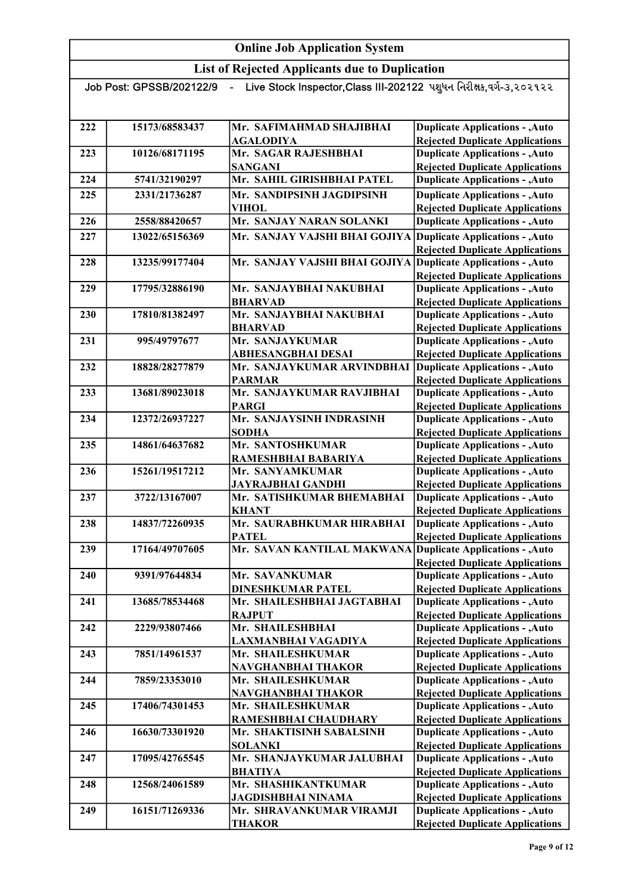# Online Job Application System

## List of Rejected Applicants due to Duplication

Job Post: GPSSB/202122/9 - Live Stock Inspector,Class III-202122 પશુધન નિરીક્ષક,વર્ગ-૩,૨૦૨૧૨૨

| | | | |
|---|---|---|---|
| 222 | 15173/68583437 | Mr. SAFIMAHMAD SHAJIBHAI AGALODIYA | Duplicate Applications - ,Auto Rejected Duplicate Applications |
| 223 | 10126/68171195 | Mr. SAGAR RAJESHBHAI SANGANI | Duplicate Applications - ,Auto Rejected Duplicate Applications |
| 224 | 5741/32190297 | Mr. SAHIL GIRISHBHAI PATEL | Duplicate Applications - ,Auto |
| 225 | 2331/21736287 | Mr. SANDIPSINH JAGDIPSINH VIHOL | Duplicate Applications - ,Auto Rejected Duplicate Applications |
| 226 | 2558/88420657 | Mr. SANJAY NARAN SOLANKI | Duplicate Applications - ,Auto |
| 227 | 13022/65156369 | Mr. SANJAY VAJSHI BHAI GOJIYA | Duplicate Applications - ,Auto Rejected Duplicate Applications |
| 228 | 13235/99177404 | Mr. SANJAY VAJSHI BHAI GOJIYA | Duplicate Applications - ,Auto Rejected Duplicate Applications |
| 229 | 17795/32886190 | Mr. SANJAYBHAI NAKUBHAI BHARVAD | Duplicate Applications - ,Auto Rejected Duplicate Applications |
| 230 | 17810/81382497 | Mr. SANJAYBHAI NAKUBHAI BHARVAD | Duplicate Applications - ,Auto Rejected Duplicate Applications |
| 231 | 995/49797677 | Mr. SANJAYKUMAR ABHESANGBHAI DESAI | Duplicate Applications - ,Auto Rejected Duplicate Applications |
| 232 | 18828/28277879 | Mr. SANJAYKUMAR ARVINDBHAI PARMAR | Duplicate Applications - ,Auto Rejected Duplicate Applications |
| 233 | 13681/89023018 | Mr. SANJAYKUMAR RAVJIBHAI PARGI | Duplicate Applications - ,Auto Rejected Duplicate Applications |
| 234 | 12372/26937227 | Mr. SANJAYSINH INDRASINH SODHA | Duplicate Applications - ,Auto Rejected Duplicate Applications |
| 235 | 14861/64637682 | Mr. SANTOSHKUMAR RAMESHBHAI BABARIYA | Duplicate Applications - ,Auto Rejected Duplicate Applications |
| 236 | 15261/19517212 | Mr. SANYAMKUMAR JAYRAJBHAI GANDHI | Duplicate Applications - ,Auto Rejected Duplicate Applications |
| 237 | 3722/13167007 | Mr. SATISHKUMAR BHEMABHAI KHANT | Duplicate Applications - ,Auto Rejected Duplicate Applications |
| 238 | 14837/72260935 | Mr. SAURABHKUMAR HIRABHAI PATEL | Duplicate Applications - ,Auto Rejected Duplicate Applications |
| 239 | 17164/49707605 | Mr. SAVAN KANTILAL MAKWANA | Duplicate Applications - ,Auto Rejected Duplicate Applications |
| 240 | 9391/97644834 | Mr. SAVANKUMAR DINESHKUMAR PATEL | Duplicate Applications - ,Auto Rejected Duplicate Applications |
| 241 | 13685/78534468 | Mr. SHAILESHBHAI JAGTABHAI RAJPUT | Duplicate Applications - ,Auto Rejected Duplicate Applications |
| 242 | 2229/93807466 | Mr. SHAILESHBHAI LAXMANBHAI VAGADIYA | Duplicate Applications - ,Auto Rejected Duplicate Applications |
| 243 | 7851/14961537 | Mr. SHAILESHKUMAR NAVGHANBHAI THAKOR | Duplicate Applications - ,Auto Rejected Duplicate Applications |
| 244 | 7859/23353010 | Mr. SHAILESHKUMAR NAVGHANBHAI THAKOR | Duplicate Applications - ,Auto Rejected Duplicate Applications |
| 245 | 17406/74301453 | Mr. SHAILESHKUMAR RAMESHBHAI CHAUDHARY | Duplicate Applications - ,Auto Rejected Duplicate Applications |
| 246 | 16630/73301920 | Mr. SHAKTISINH SABALSINH SOLANKI | Duplicate Applications - ,Auto Rejected Duplicate Applications |
| 247 | 17095/42765545 | Mr. SHANJAYKUMAR JALUBHAI BHATIYA | Duplicate Applications - ,Auto Rejected Duplicate Applications |
| 248 | 12568/24061589 | Mr. SHASHIKANTKUMAR JAGDISHBHAI NINAMA | Duplicate Applications - ,Auto Rejected Duplicate Applications |
| 249 | 16151/71269336 | Mr. SHRAVANKUMAR VIRAMJI THAKOR | Duplicate Applications - ,Auto Rejected Duplicate Applications |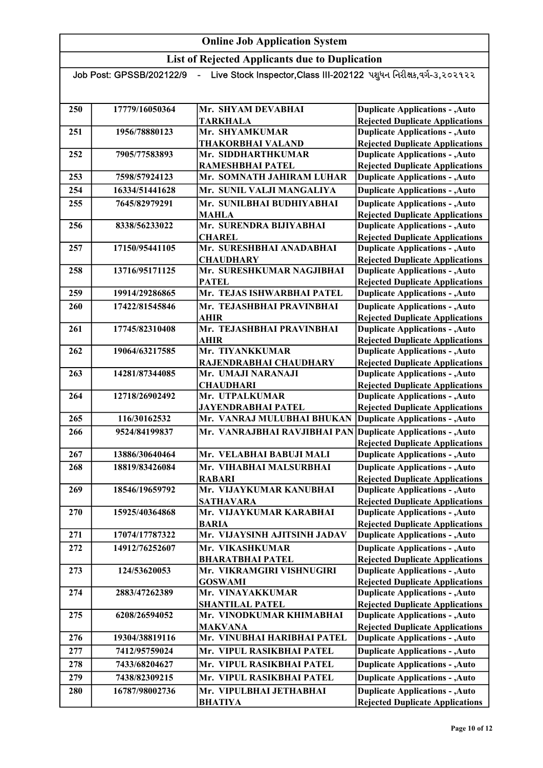# Online Job Application System

## List of Rejected Applicants due to Duplication

Job Post: GPSSB/202122/9 - Live Stock Inspector,Class III-202122 પશુધન નિરીક્ષક,વર્ગ-૩,૨૦૨૧૨૨

| | | | |
|---|---|---|---|
| 250 | 17779/16050364 | Mr. SHYAM DEVABHAI TARKHALA | Duplicate Applications - ,Auto Rejected Duplicate Applications |
| 251 | 1956/78880123 | Mr. SHYAMKUMAR THAKORBHAI VALAND | Duplicate Applications - ,Auto Rejected Duplicate Applications |
| 252 | 7905/77583893 | Mr. SIDDHARTHKUMAR RAMESHBHAI PATEL | Duplicate Applications - ,Auto Rejected Duplicate Applications |
| 253 | 7598/57924123 | Mr. SOMNATH JAHIRAM LUHAR | Duplicate Applications - ,Auto |
| 254 | 16334/51441628 | Mr. SUNIL VALJI MANGALIYA | Duplicate Applications - ,Auto |
| 255 | 7645/82979291 | Mr. SUNILBHAI BUDHIYABHAI MAHLA | Duplicate Applications - ,Auto Rejected Duplicate Applications |
| 256 | 8338/56233022 | Mr. SURENDRA BIJIYABHAI CHAREL | Duplicate Applications - ,Auto Rejected Duplicate Applications |
| 257 | 17150/95441105 | Mr. SURESHBHAI ANADABHAI CHAUDHARY | Duplicate Applications - ,Auto Rejected Duplicate Applications |
| 258 | 13716/95171125 | Mr. SURESHKUMAR NAGJIBHAI PATEL | Duplicate Applications - ,Auto Rejected Duplicate Applications |
| 259 | 19914/29286865 | Mr. TEJAS ISHWARBHAI PATEL | Duplicate Applications - ,Auto |
| 260 | 17422/81545846 | Mr. TEJASHBHAI PRAVINBHAI AHIR | Duplicate Applications - ,Auto Rejected Duplicate Applications |
| 261 | 17745/82310408 | Mr. TEJASHBHAI PRAVINBHAI AHIR | Duplicate Applications - ,Auto Rejected Duplicate Applications |
| 262 | 19064/63217585 | Mr. TIYANKKUMAR RAJENDRABHAI CHAUDHARY | Duplicate Applications - ,Auto Rejected Duplicate Applications |
| 263 | 14281/87344085 | Mr. UMAJI NARANAJI CHAUDHARI | Duplicate Applications - ,Auto Rejected Duplicate Applications |
| 264 | 12718/26902492 | Mr. UTPALKUMAR JAYENDRABHAI PATEL | Duplicate Applications - ,Auto Rejected Duplicate Applications |
| 265 | 116/30162532 | Mr. VANRAJ MULUBHAI BHUKAN | Duplicate Applications - ,Auto |
| 266 | 9524/84199837 | Mr. VANRAJBHAI RAVJIBHAI PAN | Duplicate Applications - ,Auto Rejected Duplicate Applications |
| 267 | 13886/30640464 | Mr. VELABHAI BABUJI MALI | Duplicate Applications - ,Auto |
| 268 | 18819/83426084 | Mr. VIHABHAI MALSURBHAI RABARI | Duplicate Applications - ,Auto Rejected Duplicate Applications |
| 269 | 18546/19659792 | Mr. VIJAYKUMAR KANUBHAI SATHAVARA | Duplicate Applications - ,Auto Rejected Duplicate Applications |
| 270 | 15925/40364868 | Mr. VIJAYKUMAR KARABHAI BARIA | Duplicate Applications - ,Auto Rejected Duplicate Applications |
| 271 | 17074/17787322 | Mr. VIJAYSINH AJITSINH JADAV | Duplicate Applications - ,Auto |
| 272 | 14912/76252607 | Mr. VIKASHKUMAR BHARATBHAI PATEL | Duplicate Applications - ,Auto Rejected Duplicate Applications |
| 273 | 124/53620053 | Mr. VIKRAMGIRI VISHNUGIRI GOSWAMI | Duplicate Applications - ,Auto Rejected Duplicate Applications |
| 274 | 2883/47262389 | Mr. VINAYAKKUMAR SHANTILAL PATEL | Duplicate Applications - ,Auto Rejected Duplicate Applications |
| 275 | 6208/26594052 | Mr. VINODKUMAR KHIMABHAI MAKVANA | Duplicate Applications - ,Auto Rejected Duplicate Applications |
| 276 | 19304/38819116 | Mr. VINUBHAI HARIBHAI PATEL | Duplicate Applications - ,Auto |
| 277 | 7412/95759024 | Mr. VIPUL RASIKBHAI PATEL | Duplicate Applications - ,Auto |
| 278 | 7433/68204627 | Mr. VIPUL RASIKBHAI PATEL | Duplicate Applications - ,Auto |
| 279 | 7438/82309215 | Mr. VIPUL RASIKBHAI PATEL | Duplicate Applications - ,Auto |
| 280 | 16787/98002736 | Mr. VIPULBHAI JETHABHAI BHATIYA | Duplicate Applications - ,Auto Rejected Duplicate Applications |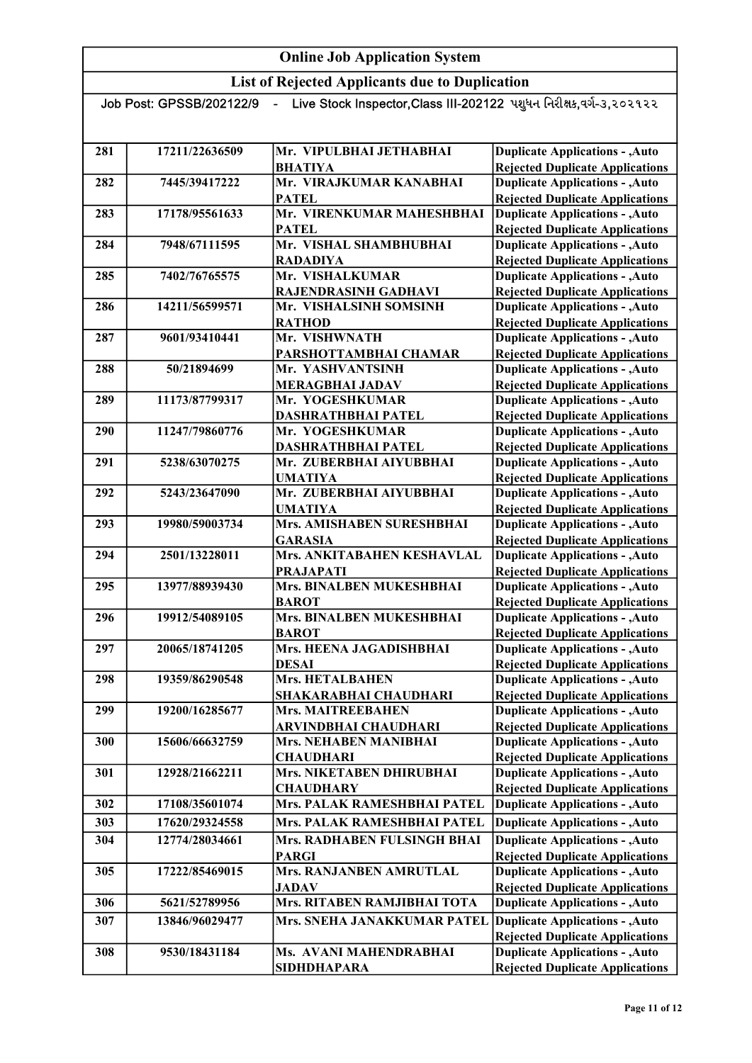# Online Job Application System

## List of Rejected Applicants due to Duplication

Job Post: GPSSB/202122/9 - Live Stock Inspector,Class III-202122 પશુધન નિરીક્ષક,વર્ગ-૩,૨૦૨૧૨૨

| | | | |
|---|---|---|---|
| 281 | 17211/22636509 | Mr. VIPULBHAI JETHABHAI BHATIYA | Duplicate Applications - ,Auto Rejected Duplicate Applications |
| 282 | 7445/39417222 | Mr. VIRAJKUMAR KANABHAI PATEL | Duplicate Applications - ,Auto Rejected Duplicate Applications |
| 283 | 17178/95561633 | Mr. VIRENKUMAR MAHESHBHAI PATEL | Duplicate Applications - ,Auto Rejected Duplicate Applications |
| 284 | 7948/67111595 | Mr. VISHAL SHAMBHUBHAI RADADIYA | Duplicate Applications - ,Auto Rejected Duplicate Applications |
| 285 | 7402/76765575 | Mr. VISHALKUMAR RAJENDRASINH GADHAVI | Duplicate Applications - ,Auto Rejected Duplicate Applications |
| 286 | 14211/56599571 | Mr. VISHALSINH SOMSINH RATHOD | Duplicate Applications - ,Auto Rejected Duplicate Applications |
| 287 | 9601/93410441 | Mr. VISHWNATH PARSHOTTAMBHAI CHAMAR | Duplicate Applications - ,Auto Rejected Duplicate Applications |
| 288 | 50/21894699 | Mr. YASHVANTSINH MERAGBHAI JADAV | Duplicate Applications - ,Auto Rejected Duplicate Applications |
| 289 | 11173/87799317 | Mr. YOGESHKUMAR DASHRATHBHAI PATEL | Duplicate Applications - ,Auto Rejected Duplicate Applications |
| 290 | 11247/79860776 | Mr. YOGESHKUMAR DASHRATHBHAI PATEL | Duplicate Applications - ,Auto Rejected Duplicate Applications |
| 291 | 5238/63070275 | Mr. ZUBERBHAI AIYUBBHAI UMATIYA | Duplicate Applications - ,Auto Rejected Duplicate Applications |
| 292 | 5243/23647090 | Mr. ZUBERBHAI AIYUBBHAI UMATIYA | Duplicate Applications - ,Auto Rejected Duplicate Applications |
| 293 | 19980/59003734 | Mrs. AMISHABEN SURESHBHAI GARASIA | Duplicate Applications - ,Auto Rejected Duplicate Applications |
| 294 | 2501/13228011 | Mrs. ANKITABAHEN KESHAVLAL PRAJAPATI | Duplicate Applications - ,Auto Rejected Duplicate Applications |
| 295 | 13977/88939430 | Mrs. BINALBEN MUKESHBHAI BAROT | Duplicate Applications - ,Auto Rejected Duplicate Applications |
| 296 | 19912/54089105 | Mrs. BINALBEN MUKESHBHAI BAROT | Duplicate Applications - ,Auto Rejected Duplicate Applications |
| 297 | 20065/18741205 | Mrs. HEENA JAGADISHBHAI DESAI | Duplicate Applications - ,Auto Rejected Duplicate Applications |
| 298 | 19359/86290548 | Mrs. HETALBAHEN SHAKARABHAI CHAUDHARI | Duplicate Applications - ,Auto Rejected Duplicate Applications |
| 299 | 19200/16285677 | Mrs. MAITREEBAHEN ARVINDBHAI CHAUDHARI | Duplicate Applications - ,Auto Rejected Duplicate Applications |
| 300 | 15606/66632759 | Mrs. NEHABEN MANIBHAI CHAUDHARI | Duplicate Applications - ,Auto Rejected Duplicate Applications |
| 301 | 12928/21662211 | Mrs. NIKETABEN DHIRUBHAI CHAUDHARY | Duplicate Applications - ,Auto Rejected Duplicate Applications |
| 302 | 17108/35601074 | Mrs. PALAK RAMESHBHAI PATEL | Duplicate Applications - ,Auto |
| 303 | 17620/29324558 | Mrs. PALAK RAMESHBHAI PATEL | Duplicate Applications - ,Auto |
| 304 | 12774/28034661 | Mrs. RADHABEN FULSINGH BHAI PARGI | Duplicate Applications - ,Auto Rejected Duplicate Applications |
| 305 | 17222/85469015 | Mrs. RANJANBEN AMRUTLAL JADAV | Duplicate Applications - ,Auto Rejected Duplicate Applications |
| 306 | 5621/52789956 | Mrs. RITABEN RAMJIBHAI TOTA | Duplicate Applications - ,Auto |
| 307 | 13846/96029477 | Mrs. SNEHA JANAKKUMAR PATEL | Duplicate Applications - ,Auto Rejected Duplicate Applications |
| 308 | 9530/18431184 | Ms. AVANI MAHENDRABHAI SIDHDHAPARA | Duplicate Applications - ,Auto Rejected Duplicate Applications |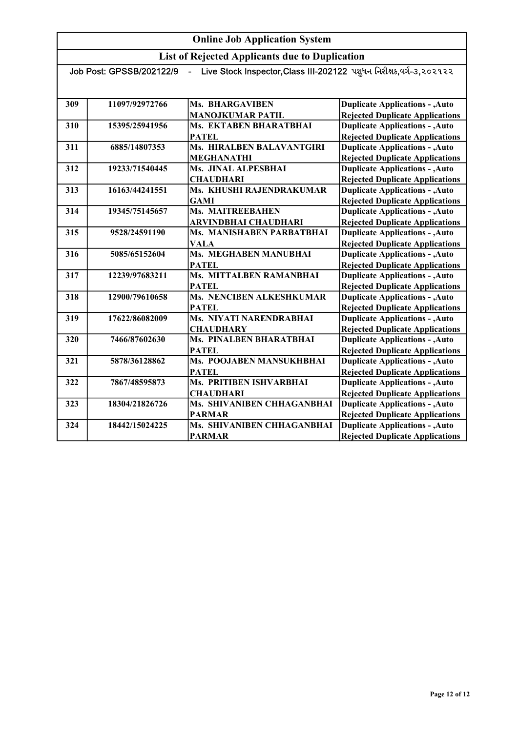# Online Job Application System

## List of Rejected Applicants due to Duplication

Job Post: GPSSB/202122/9 - Live Stock Inspector,Class III-202122 પશુધન નિરીક્ષક,વર્ગ-૩,૨૦૨૧૨૨

| | | | |
|---|---|---|---|
| 309 | 11097/92972766 | Ms. BHARGAVIBEN MANOJKUMAR PATIL | Duplicate Applications - ,Auto Rejected Duplicate Applications |
| 310 | 15395/25941956 | Ms. EKTABEN BHARATBHAI PATEL | Duplicate Applications - ,Auto Rejected Duplicate Applications |
| 311 | 6885/14807353 | Ms. HIRALBEN BALAVANTGIRI MEGHANATHI | Duplicate Applications - ,Auto Rejected Duplicate Applications |
| 312 | 19233/71540445 | Ms. JINAL ALPESBHAI CHAUDHARI | Duplicate Applications - ,Auto Rejected Duplicate Applications |
| 313 | 16163/44241551 | Ms. KHUSHI RAJENDRAKUMAR GAMI | Duplicate Applications - ,Auto Rejected Duplicate Applications |
| 314 | 19345/75145657 | Ms. MAITREEBAHEN ARVINDBHAI CHAUDHARI | Duplicate Applications - ,Auto Rejected Duplicate Applications |
| 315 | 9528/24591190 | Ms. MANISHABEN PARBATBHAI VALA | Duplicate Applications - ,Auto Rejected Duplicate Applications |
| 316 | 5085/65152604 | Ms. MEGHABEN MANUBHAI PATEL | Duplicate Applications - ,Auto Rejected Duplicate Applications |
| 317 | 12239/97683211 | Ms. MITTALBEN RAMANBHAI PATEL | Duplicate Applications - ,Auto Rejected Duplicate Applications |
| 318 | 12900/79610658 | Ms. NENCIBEN ALKESHKUMAR PATEL | Duplicate Applications - ,Auto Rejected Duplicate Applications |
| 319 | 17622/86082009 | Ms. NIYATI NARENDRABHAI CHAUDHARY | Duplicate Applications - ,Auto Rejected Duplicate Applications |
| 320 | 7466/87602630 | Ms. PINALBEN BHARATBHAI PATEL | Duplicate Applications - ,Auto Rejected Duplicate Applications |
| 321 | 5878/36128862 | Ms. POOJABEN MANSUKHBHAI PATEL | Duplicate Applications - ,Auto Rejected Duplicate Applications |
| 322 | 7867/48595873 | Ms. PRITIBEN ISHVARBHAI CHAUDHARI | Duplicate Applications - ,Auto Rejected Duplicate Applications |
| 323 | 18304/21826726 | Ms. SHIVANIBEN CHHAGANBHAI PARMAR | Duplicate Applications - ,Auto Rejected Duplicate Applications |
| 324 | 18442/15024225 | Ms. SHIVANIBEN CHHAGANBHAI PARMAR | Duplicate Applications - ,Auto Rejected Duplicate Applications |